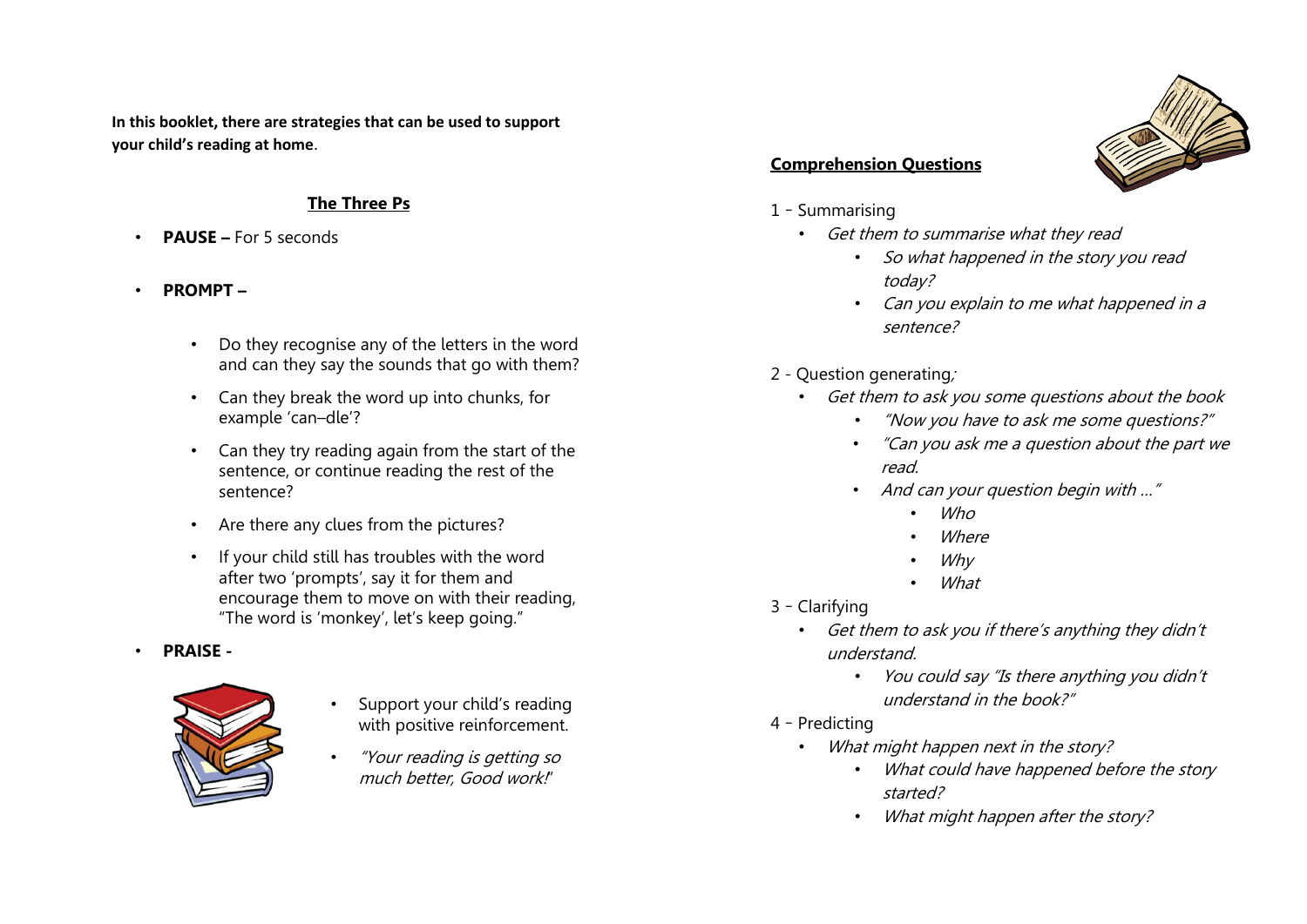**In this booklet, there are strategies that can be used to support your child's reading at home**.

## The Three Ps

- **PAUSE –** For 5 seconds
- **PROMPT –**
  - Do they recognise any of the letters in the word and can they say the sounds that go with them?
  - Can they break the word up into chunks, for example 'can–dle'?
  - Can they try reading again from the start of the sentence, or continue reading the rest of the sentence?
  - Are there any clues from the pictures?
  - If your child still has troubles with the word after two 'prompts', say it for them and encourage them to move on with their reading, "The word is 'monkey', let's keep going."
- **PRAISE -**
  - Support your child's reading with positive reinforcement.
  - *"Your reading is getting so much better, Good work!"*

## Comprehension Questions

1 – Summarising

- *Get them to summarise what they read*
  - *So what happened in the story you read today?*
  - *Can you explain to me what happened in a sentence?*

2 - Question generating*;*

- *Get them to ask you some questions about the book*
  - *"Now you have to ask me some questions?"*
  - *"Can you ask me a question about the part we read.*
  - *And can your question begin with …"*
    - *Who*
    - *Where*
    - *Why*
    - *What*

3 – Clarifying

- *Get them to ask you if there's anything they didn't understand.*
  - *You could say "Is there anything you didn't understand in the book?"*

4 – Predicting

- *What might happen next in the story?*
  - *What could have happened before the story started?*
  - *What might happen after the story?*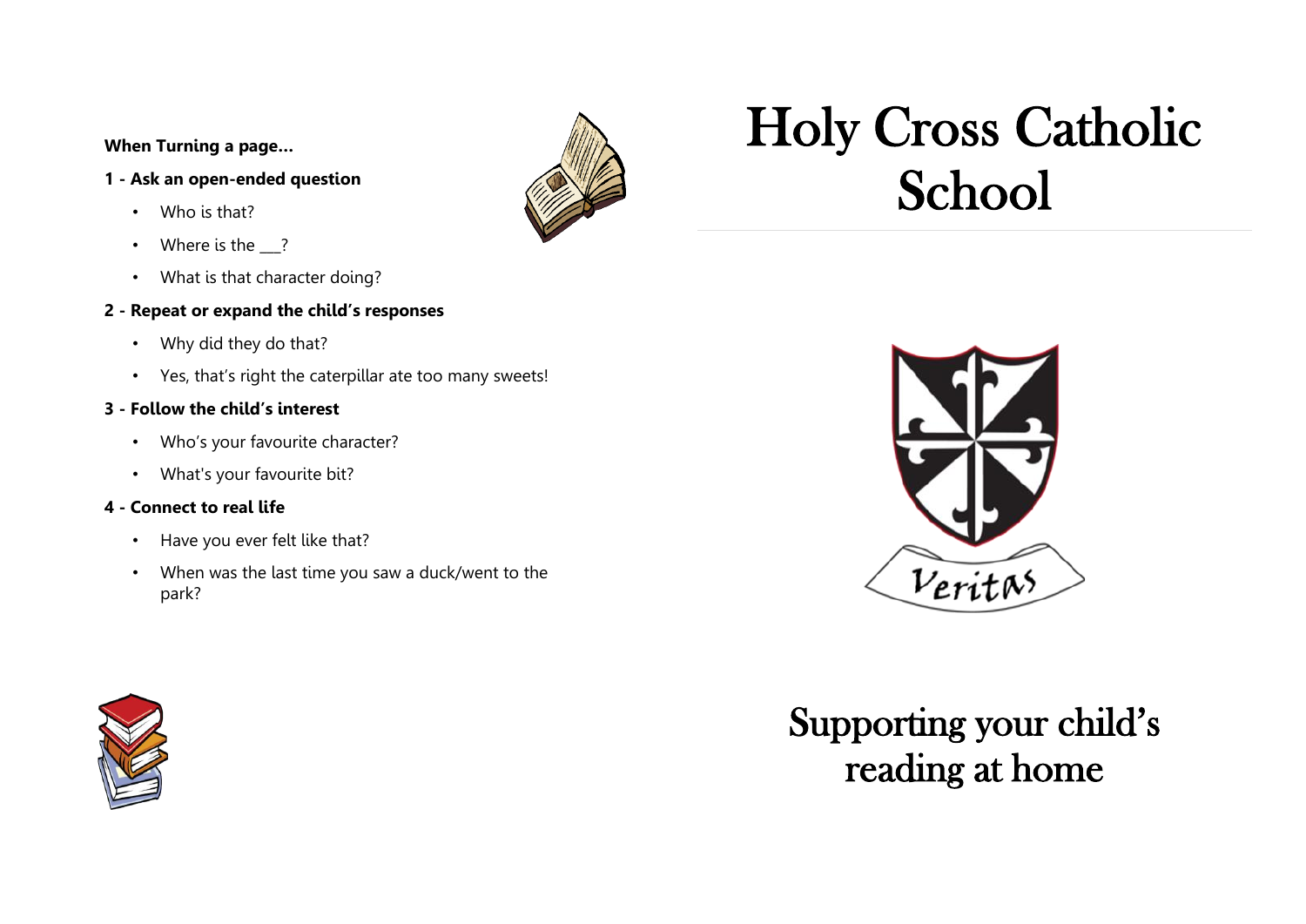**When Turning a page…**

**1 - Ask an open-ended question**

- Who is that?
- Where is the ___?
- What is that character doing?

**2 - Repeat or expand the child's responses**

- Why did they do that?
- Yes, that's right the caterpillar ate too many sweets!

**3 - Follow the child's interest**

- Who's your favourite character?
- What's your favourite bit?

**4 - Connect to real life**

- Have you ever felt like that?
- When was the last time you saw a duck/went to the park?

# Holy Cross Catholic School

Veritas

## Supporting your child's reading at home